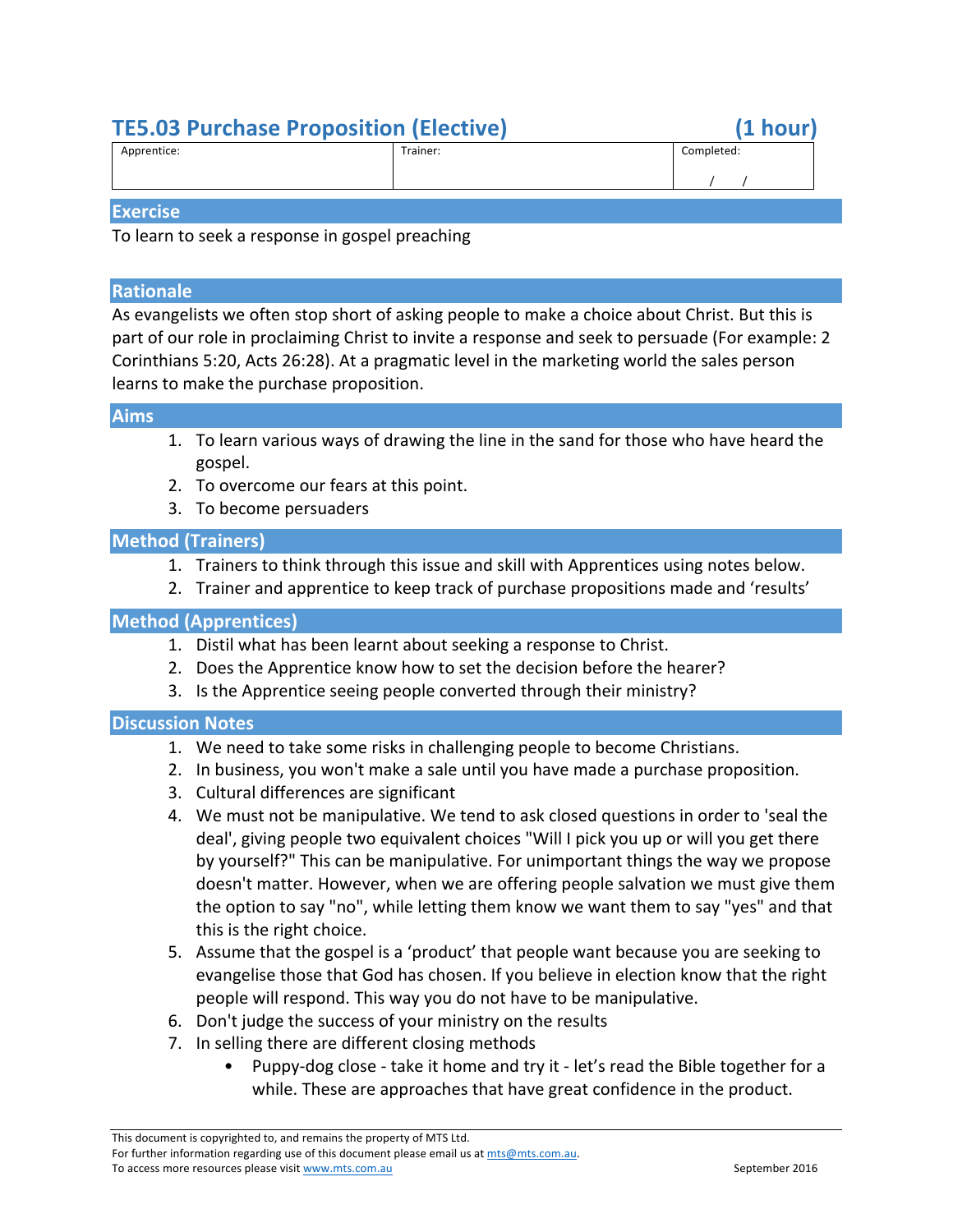# TE5.03 Purchase Proposition (Elective) (1 hour)

| Apprentice: | Trainer: | Completed: |
| --- | --- | --- |
| | | / / |

## Exercise

To learn to seek a response in gospel preaching

## Rationale

As evangelists we often stop short of asking people to make a choice about Christ. But this is part of our role in proclaiming Christ to invite a response and seek to persuade (For example: 2 Corinthians 5:20, Acts 26:28). At a pragmatic level in the marketing world the sales person learns to make the purchase proposition.

## Aims

1. To learn various ways of drawing the line in the sand for those who have heard the gospel.
2. To overcome our fears at this point.
3. To become persuaders

## Method (Trainers)

1. Trainers to think through this issue and skill with Apprentices using notes below.
2. Trainer and apprentice to keep track of purchase propositions made and 'results'

## Method (Apprentices)

1. Distil what has been learnt about seeking a response to Christ.
2. Does the Apprentice know how to set the decision before the hearer?
3. Is the Apprentice seeing people converted through their ministry?

## Discussion Notes

1. We need to take some risks in challenging people to become Christians.
2. In business, you won't make a sale until you have made a purchase proposition.
3. Cultural differences are significant
4. We must not be manipulative. We tend to ask closed questions in order to 'seal the deal', giving people two equivalent choices "Will I pick you up or will you get there by yourself?" This can be manipulative. For unimportant things the way we propose doesn't matter. However, when we are offering people salvation we must give them the option to say "no", while letting them know we want them to say "yes" and that this is the right choice.
5. Assume that the gospel is a 'product' that people want because you are seeking to evangelise those that God has chosen. If you believe in election know that the right people will respond. This way you do not have to be manipulative.
6. Don't judge the success of your ministry on the results
7. In selling there are different closing methods
   - Puppy-dog close - take it home and try it - let's read the Bible together for a while. These are approaches that have great confidence in the product.

This document is copyrighted to, and remains the property of MTS Ltd.
For further information regarding use of this document please email us at mts@mts.com.au.
To access more resources please visit www.mts.com.au September 2016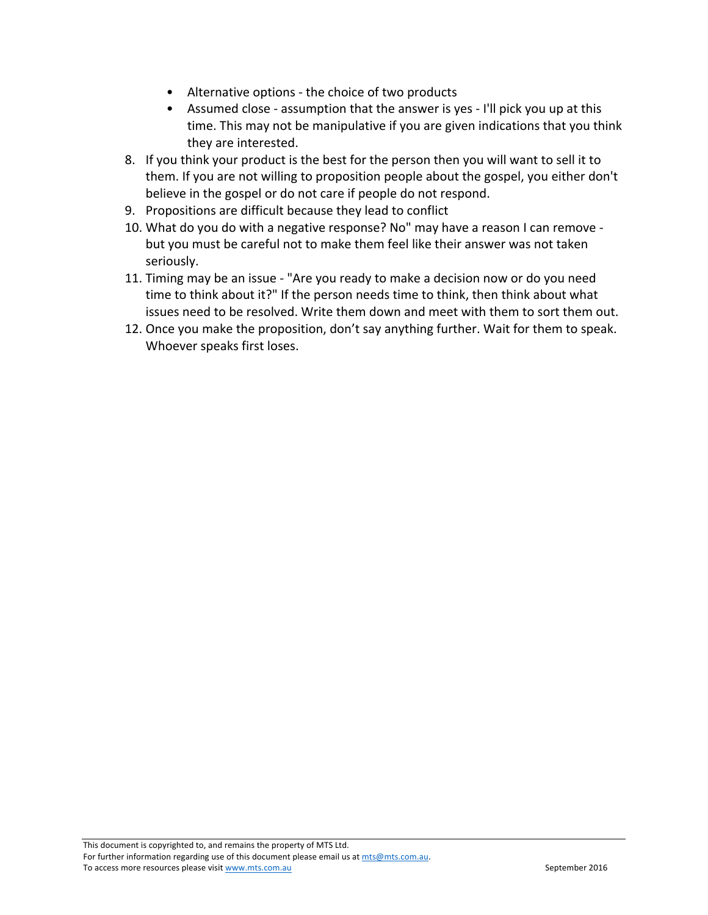- Alternative options - the choice of two products
- Assumed close - assumption that the answer is yes - I'll pick you up at this time. This may not be manipulative if you are given indications that you think they are interested.

8. If you think your product is the best for the person then you will want to sell it to them. If you are not willing to proposition people about the gospel, you either don't believe in the gospel or do not care if people do not respond.
9. Propositions are difficult because they lead to conflict
10. What do you do with a negative response? No" may have a reason I can remove - but you must be careful not to make them feel like their answer was not taken seriously.
11. Timing may be an issue - "Are you ready to make a decision now or do you need time to think about it?" If the person needs time to think, then think about what issues need to be resolved. Write them down and meet with them to sort them out.
12. Once you make the proposition, don't say anything further. Wait for them to speak. Whoever speaks first loses.